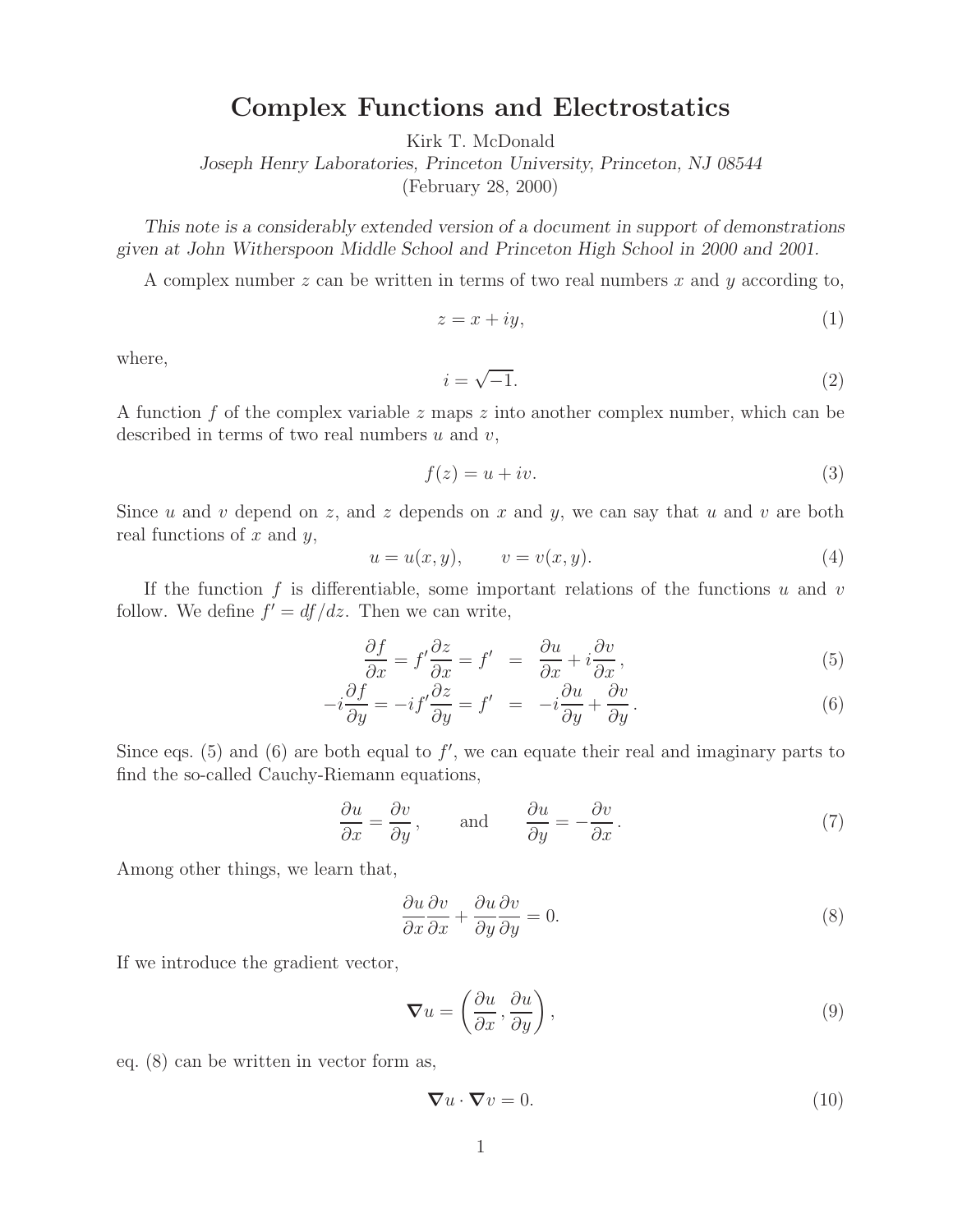# Complex Functions and Electrostatics

Kirk T. McDonald

*Joseph Henry Laboratories, Princeton University, Princeton, NJ 08544*

(February 28, 2000)

*This note is a considerably extended version of a document in support of demonstrations given at John Witherspoon Middle School and Princeton High School in 2000 and 2001.*

A complex number $z$ can be written in terms of two real numbers $x$ and $y$ according to,

$$z = x + iy, \tag{1}$$

where,

$$i = \sqrt{-1}. \tag{2}$$

A function $f$ of the complex variable $z$ maps $z$ into another complex number, which can be described in terms of two real numbers $u$ and $v$,

$$f(z) = u + iv. \tag{3}$$

Since $u$ and $v$ depend on $z$, and $z$ depends on $x$ and $y$, we can say that $u$ and $v$ are both real functions of $x$ and $y$,

$$u = u(x, y), \qquad v = v(x, y). \tag{4}$$

If the function $f$ is differentiable, some important relations of the functions $u$ and $v$ follow. We define $f' = df/dz$. Then we can write,

$$\frac{\partial f}{\partial x} = f' \frac{\partial z}{\partial x} = f' \quad = \quad \frac{\partial u}{\partial x} + i \frac{\partial v}{\partial x}, \tag{5}$$

$$-i \frac{\partial f}{\partial y} = -i f' \frac{\partial z}{\partial y} = f' \quad = \quad -i \frac{\partial u}{\partial y} + \frac{\partial v}{\partial y}. \tag{6}$$

Since eqs. (5) and (6) are both equal to $f'$, we can equate their real and imaginary parts to find the so-called Cauchy-Riemann equations,

$$\frac{\partial u}{\partial x} = \frac{\partial v}{\partial y}, \qquad \text{and} \qquad \frac{\partial u}{\partial y} = -\frac{\partial v}{\partial x}. \tag{7}$$

Among other things, we learn that,

$$\frac{\partial u}{\partial x}\frac{\partial v}{\partial x} + \frac{\partial u}{\partial y}\frac{\partial v}{\partial y} = 0. \tag{8}$$

If we introduce the gradient vector,

$$\boldsymbol{\nabla} u = \left( \frac{\partial u}{\partial x}, \frac{\partial u}{\partial y} \right), \tag{9}$$

eq. (8) can be written in vector form as,

$$\boldsymbol{\nabla} u \cdot \boldsymbol{\nabla} v = 0. \tag{10}$$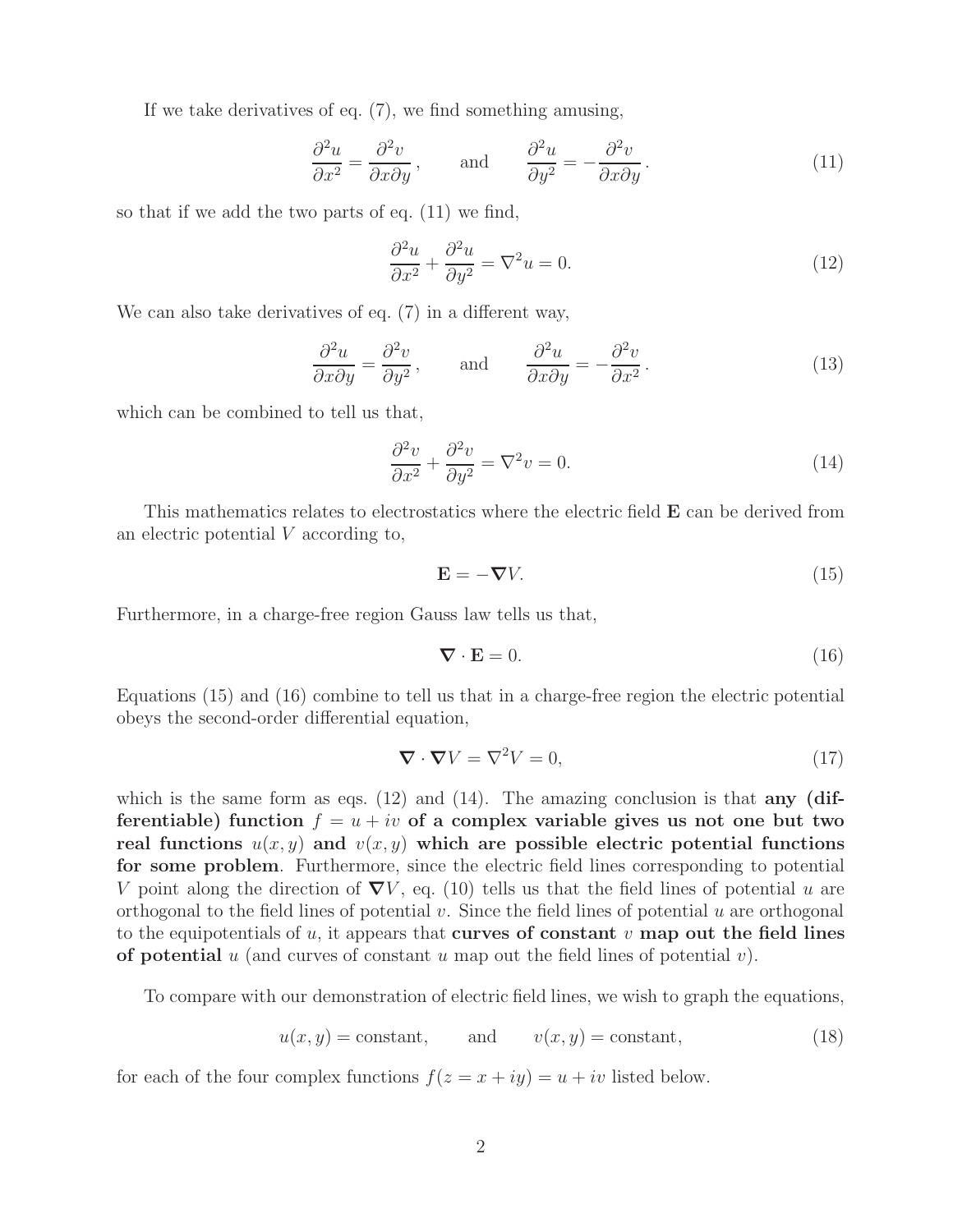If we take derivatives of eq. (7), we find something amusing,

$$\frac{\partial^2 u}{\partial x^2} = \frac{\partial^2 v}{\partial x \partial y}\,, \qquad \text{and} \qquad \frac{\partial^2 u}{\partial y^2} = -\frac{\partial^2 v}{\partial x \partial y}\,. \tag{11}$$

so that if we add the two parts of eq. (11) we find,

$$\frac{\partial^2 u}{\partial x^2} + \frac{\partial^2 u}{\partial y^2} = \nabla^2 u = 0. \tag{12}$$

We can also take derivatives of eq. (7) in a different way,

$$\frac{\partial^2 u}{\partial x \partial y} = \frac{\partial^2 v}{\partial y^2}\,, \qquad \text{and} \qquad \frac{\partial^2 u}{\partial x \partial y} = -\frac{\partial^2 v}{\partial x^2}\,. \tag{13}$$

which can be combined to tell us that,

$$\frac{\partial^2 v}{\partial x^2} + \frac{\partial^2 v}{\partial y^2} = \nabla^2 v = 0. \tag{14}$$

This mathematics relates to electrostatics where the electric field $\mathbf{E}$ can be derived from an electric potential $V$ according to,

$$\mathbf{E} = -\boldsymbol{\nabla} V. \tag{15}$$

Furthermore, in a charge-free region Gauss law tells us that,

$$\boldsymbol{\nabla} \cdot \mathbf{E} = 0. \tag{16}$$

Equations (15) and (16) combine to tell us that in a charge-free region the electric potential obeys the second-order differential equation,

$$\boldsymbol{\nabla} \cdot \boldsymbol{\nabla} V = \nabla^2 V = 0, \tag{17}$$

which is the same form as eqs. (12) and (14). The amazing conclusion is that **any (differentiable) function $f = u + iv$ of a complex variable gives us not one but two real functions $u(x, y)$ and $v(x, y)$ which are possible electric potential functions for some problem**. Furthermore, since the electric field lines corresponding to potential $V$ point along the direction of $\boldsymbol{\nabla} V$, eq. (10) tells us that the field lines of potential $u$ are orthogonal to the field lines of potential $v$. Since the field lines of potential $u$ are orthogonal to the equipotentials of $u$, it appears that **curves of constant $v$ map out the field lines of potential** $u$ (and curves of constant $u$ map out the field lines of potential $v$).

To compare with our demonstration of electric field lines, we wish to graph the equations,

$$u(x, y) = \text{constant}, \qquad \text{and} \qquad v(x, y) = \text{constant}, \tag{18}$$

for each of the four complex functions $f(z = x + iy) = u + iv$ listed below.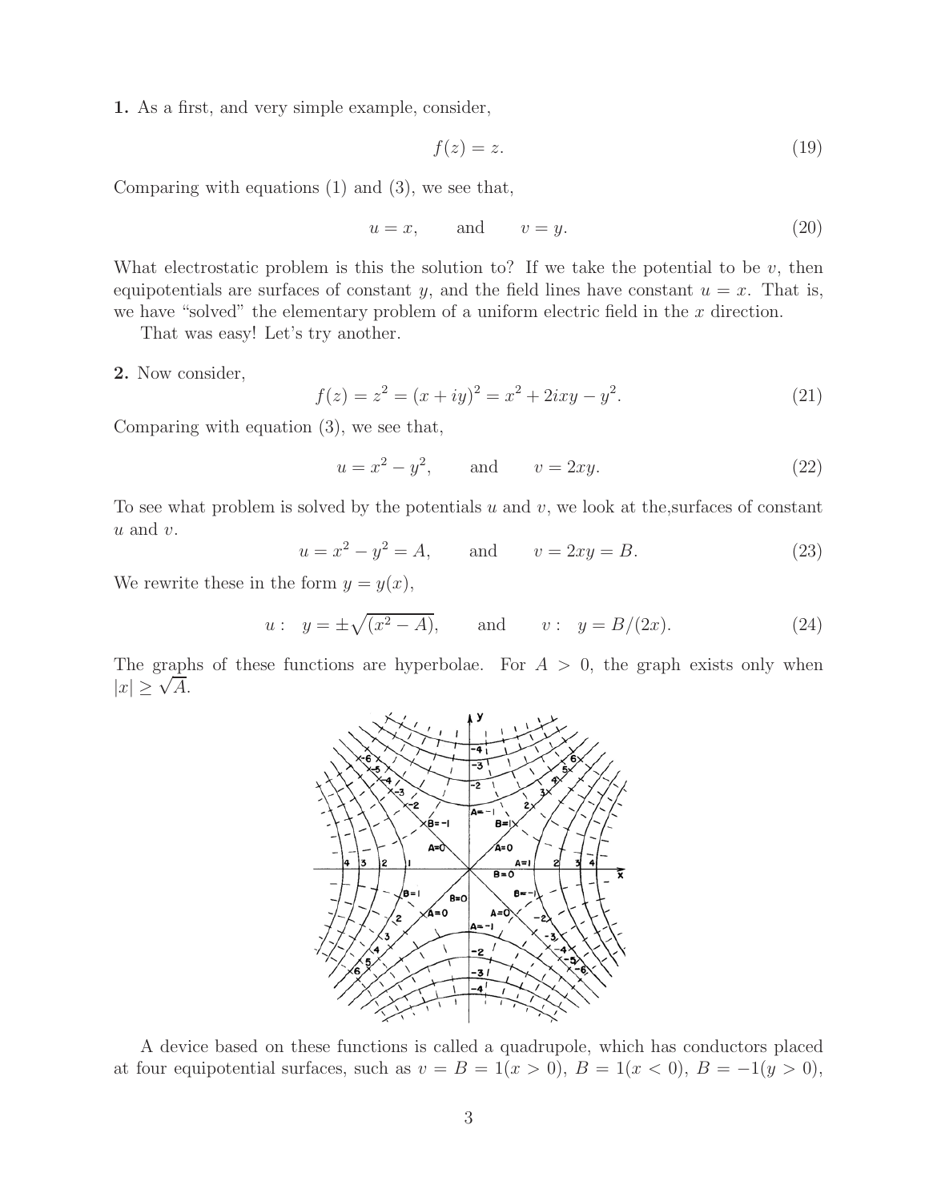**1.** As a first, and very simple example, consider,

$$f(z) = z. \tag{19}$$

Comparing with equations (1) and (3), we see that,

$$u = x, \qquad \text{and} \qquad v = y. \tag{20}$$

What electrostatic problem is this the solution to? If we take the potential to be $v$, then equipotentials are surfaces of constant $y$, and the field lines have constant $u = x$. That is, we have "solved" the elementary problem of a uniform electric field in the $x$ direction.

That was easy! Let's try another.

**2.** Now consider,

$$f(z) = z^2 = (x + iy)^2 = x^2 + 2ixy - y^2. \tag{21}$$

Comparing with equation (3), we see that,

$$u = x^2 - y^2, \qquad \text{and} \qquad v = 2xy. \tag{22}$$

To see what problem is solved by the potentials $u$ and $v$, we look at the,surfaces of constant $u$ and $v$.

$$u = x^2 - y^2 = A, \qquad \text{and} \qquad v = 2xy = B. \tag{23}$$

We rewrite these in the form $y = y(x)$,

$$u: \quad y = \pm\sqrt{(x^2 - A)}, \qquad \text{and} \qquad v: \quad y = B/(2x). \tag{24}$$

The graphs of these functions are hyperbolae. For $A > 0$, the graph exists only when $|x| \geq \sqrt{A}$.

A device based on these functions is called a quadrupole, which has conductors placed at four equipotential surfaces, such as $v = B = 1 (x > 0)$, $B = 1 (x < 0)$, $B = -1 (y > 0)$,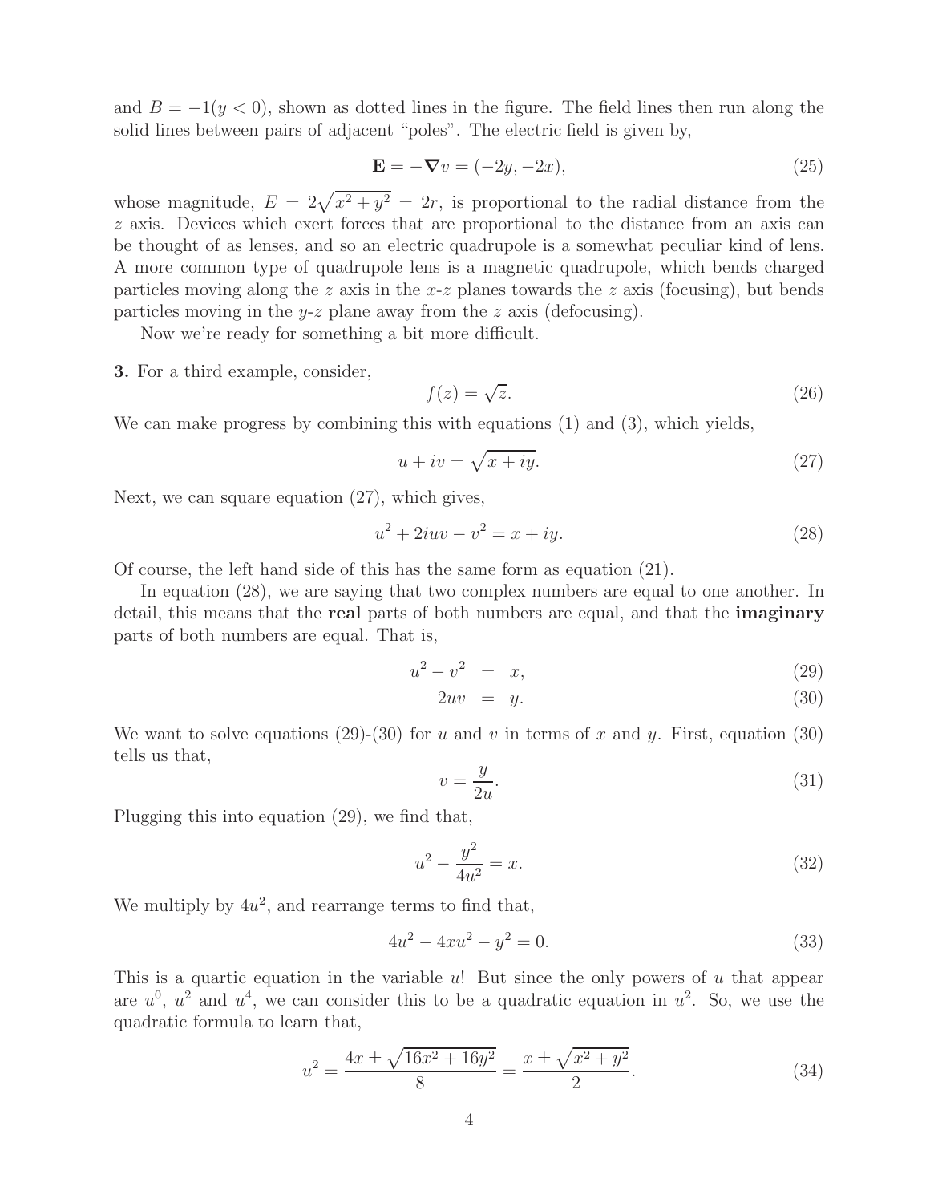and $B = -1(y < 0)$, shown as dotted lines in the figure. The field lines then run along the solid lines between pairs of adjacent "poles". The electric field is given by,

$$\mathbf{E} = -\boldsymbol{\nabla} v = (-2y, -2x), \tag{25}$$

whose magnitude, $E = 2\sqrt{x^2 + y^2} = 2r$, is proportional to the radial distance from the $z$ axis. Devices which exert forces that are proportional to the distance from an axis can be thought of as lenses, and so an electric quadrupole is a somewhat peculiar kind of lens. A more common type of quadrupole lens is a magnetic quadrupole, which bends charged particles moving along the $z$ axis in the $x$-$z$ planes towards the $z$ axis (focusing), but bends particles moving in the $y$-$z$ plane away from the $z$ axis (defocusing).

Now we're ready for something a bit more difficult.

**3.** For a third example, consider,

$$f(z) = \sqrt{z}. \tag{26}$$

We can make progress by combining this with equations (1) and (3), which yields,

$$u + iv = \sqrt{x + iy}. \tag{27}$$

Next, we can square equation (27), which gives,

$$u^2 + 2iuv - v^2 = x + iy. \tag{28}$$

Of course, the left hand side of this has the same form as equation (21).

In equation (28), we are saying that two complex numbers are equal to one another. In detail, this means that the **real** parts of both numbers are equal, and that the **imaginary** parts of both numbers are equal. That is,

$$u^2 - v^2 = x, \tag{29}$$

$$2uv = y. \tag{30}$$

We want to solve equations (29)-(30) for $u$ and $v$ in terms of $x$ and $y$. First, equation (30) tells us that,

$$v = \frac{y}{2u}. \tag{31}$$

Plugging this into equation (29), we find that,

$$u^2 - \frac{y^2}{4u^2} = x. \tag{32}$$

We multiply by $4u^2$, and rearrange terms to find that,

$$4u^2 - 4xu^2 - y^2 = 0. \tag{33}$$

This is a quartic equation in the variable $u$! But since the only powers of $u$ that appear are $u^0$, $u^2$ and $u^4$, we can consider this to be a quadratic equation in $u^2$. So, we use the quadratic formula to learn that,

$$u^2 = \frac{4x \pm \sqrt{16x^2 + 16y^2}}{8} = \frac{x \pm \sqrt{x^2 + y^2}}{2}. \tag{34}$$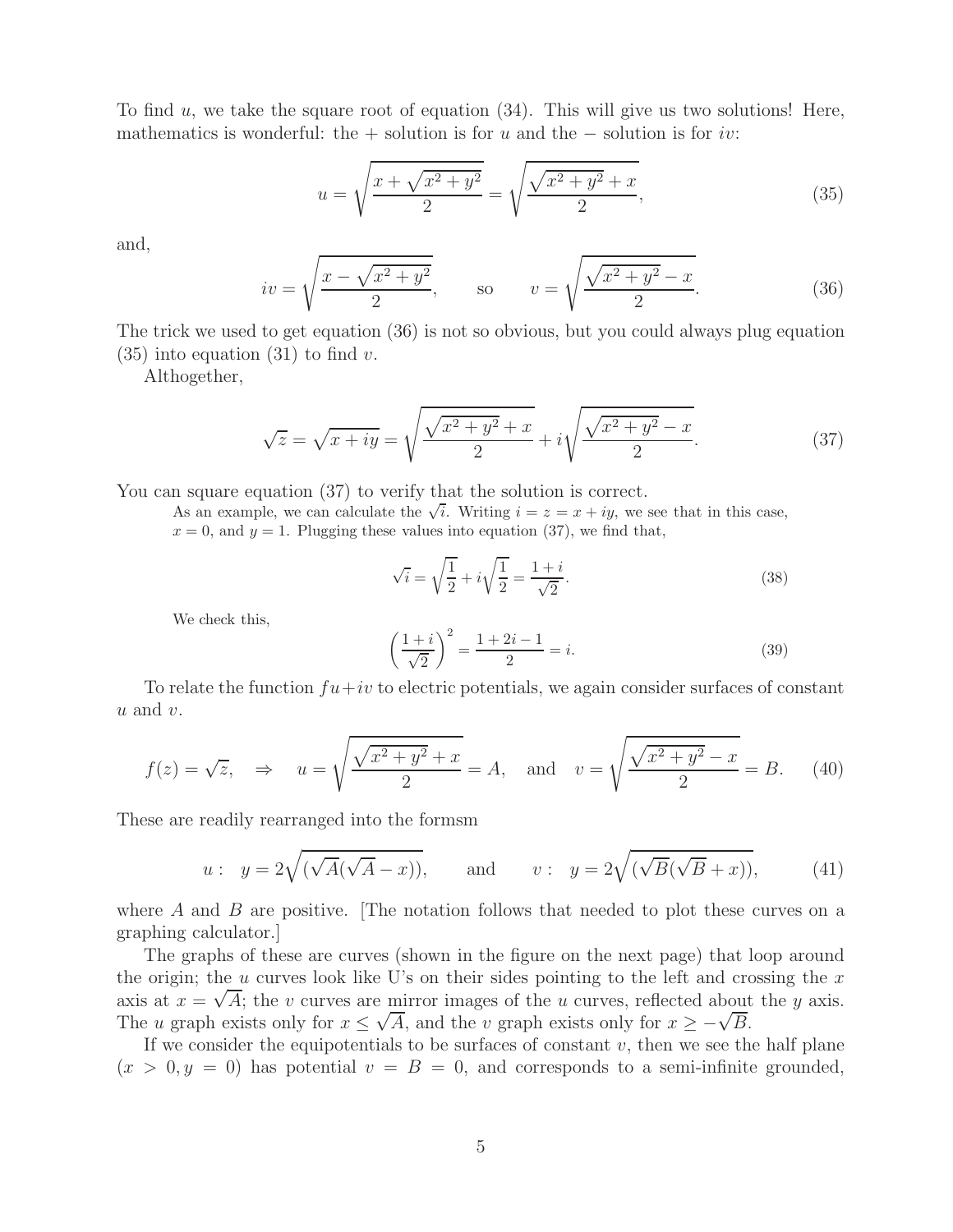To find $u$, we take the square root of equation (34). This will give us two solutions! Here, mathematics is wonderful: the + solution is for $u$ and the − solution is for $iv$:

$$u = \sqrt{\frac{x + \sqrt{x^2 + y^2}}{2}} = \sqrt{\frac{\sqrt{x^2 + y^2} + x}{2}}, \tag{35}$$

and,

$$iv = \sqrt{\frac{x - \sqrt{x^2 + y^2}}{2}}, \qquad \text{so} \qquad v = \sqrt{\frac{\sqrt{x^2 + y^2} - x}{2}}. \tag{36}$$

The trick we used to get equation (36) is not so obvious, but you could always plug equation (35) into equation (31) to find $v$.

Althogether,

$$\sqrt{z} = \sqrt{x + iy} = \sqrt{\frac{\sqrt{x^2 + y^2} + x}{2}} + i\sqrt{\frac{\sqrt{x^2 + y^2} - x}{2}}. \tag{37}$$

You can square equation (37) to verify that the solution is correct.

As an example, we can calculate the $\sqrt{i}$. Writing $i = z = x + iy$, we see that in this case, $x = 0$, and $y = 1$. Plugging these values into equation (37), we find that,

$$\sqrt{i} = \sqrt{\frac{1}{2}} + i\sqrt{\frac{1}{2}} = \frac{1 + i}{\sqrt{2}}. \tag{38}$$

We check this,

$$\left(\frac{1 + i}{\sqrt{2}}\right)^2 = \frac{1 + 2i - 1}{2} = i. \tag{39}$$

To relate the function $fu + iv$ to electric potentials, we again consider surfaces of constant $u$ and $v$.

$$f(z) = \sqrt{z}, \quad \Rightarrow \quad u = \sqrt{\frac{\sqrt{x^2 + y^2} + x}{2}} = A, \quad \text{and} \quad v = \sqrt{\frac{\sqrt{x^2 + y^2} - x}{2}} = B. \tag{40}$$

These are readily rearranged into the formsm

$$u: \quad y = 2\sqrt{(\sqrt{A}(\sqrt{A} - x))}, \qquad \text{and} \qquad v: \quad y = 2\sqrt{(\sqrt{B}(\sqrt{B} + x))}, \tag{41}$$

where $A$ and $B$ are positive. [The notation follows that needed to plot these curves on a graphing calculator.]

The graphs of these are curves (shown in the figure on the next page) that loop around the origin; the $u$ curves look like U's on their sides pointing to the left and crossing the $x$ axis at $x = \sqrt{A}$; the $v$ curves are mirror images of the $u$ curves, reflected about the $y$ axis. The $u$ graph exists only for $x \leq \sqrt{A}$, and the $v$ graph exists only for $x \geq -\sqrt{B}$.

If we consider the equipotentials to be surfaces of constant $v$, then we see the half plane ($x > 0, y = 0$) has potential $v = B = 0$, and corresponds to a semi-infinite grounded,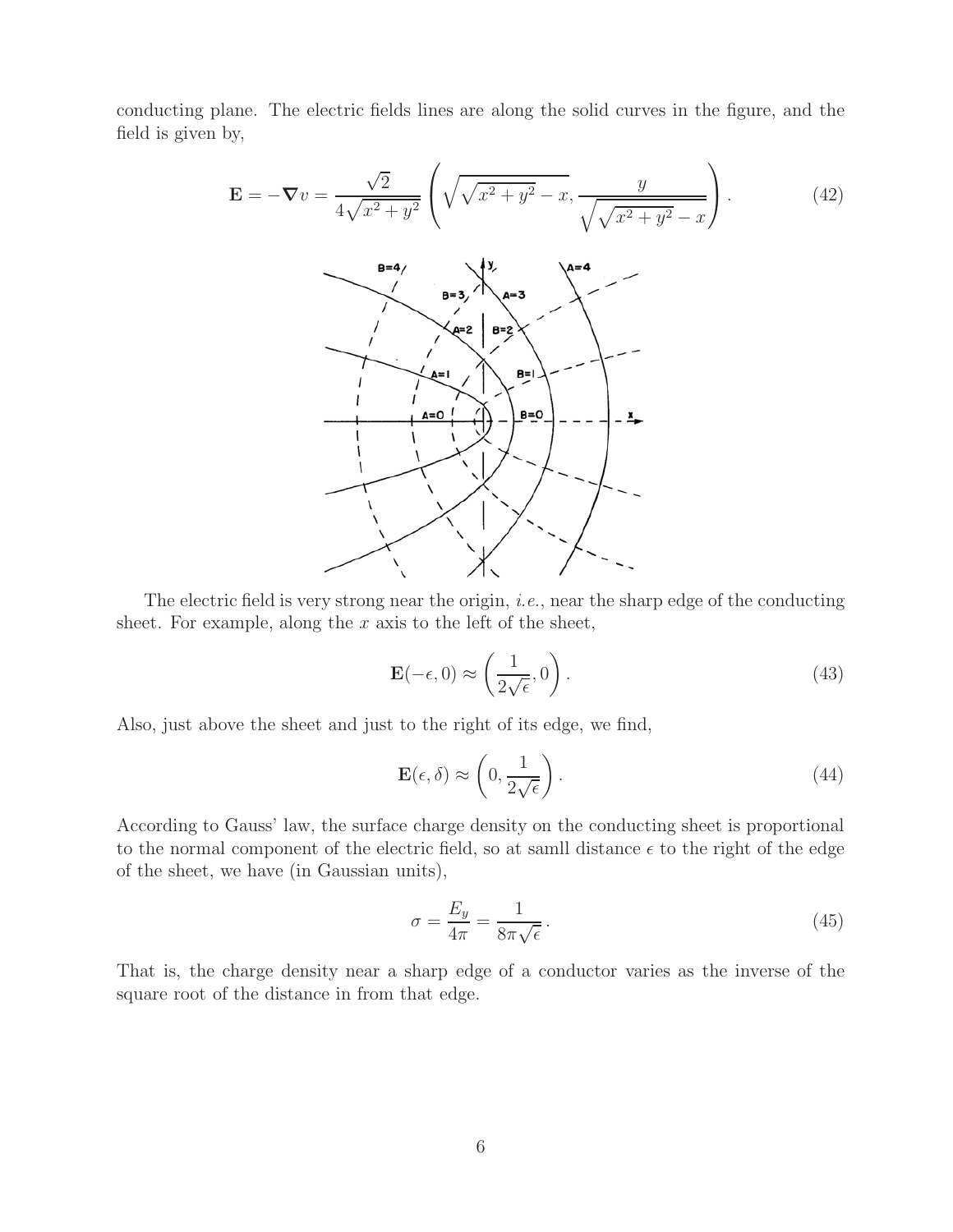conducting plane. The electric fields lines are along the solid curves in the figure, and the field is given by,

$$\mathbf{E} = -\boldsymbol{\nabla} v = \frac{\sqrt{2}}{4\sqrt{x^2+y^2}} \left( \sqrt{\sqrt{x^2+y^2}-x}, \frac{y}{\sqrt{\sqrt{x^2+y^2}-x}} \right). \tag{42}$$

The electric field is very strong near the origin, *i.e.*, near the sharp edge of the conducting sheet. For example, along the $x$ axis to the left of the sheet,

$$\mathbf{E}(-\epsilon, 0) \approx \left( \frac{1}{2\sqrt{\epsilon}}, 0 \right). \tag{43}$$

Also, just above the sheet and just to the right of its edge, we find,

$$\mathbf{E}(\epsilon, \delta) \approx \left( 0, \frac{1}{2\sqrt{\epsilon}} \right). \tag{44}$$

According to Gauss' law, the surface charge density on the conducting sheet is proportional to the normal component of the electric field, so at samll distance $\epsilon$ to the right of the edge of the sheet, we have (in Gaussian units),

$$\sigma = \frac{E_y}{4\pi} = \frac{1}{8\pi\sqrt{\epsilon}}. \tag{45}$$

That is, the charge density near a sharp edge of a conductor varies as the inverse of the square root of the distance in from that edge.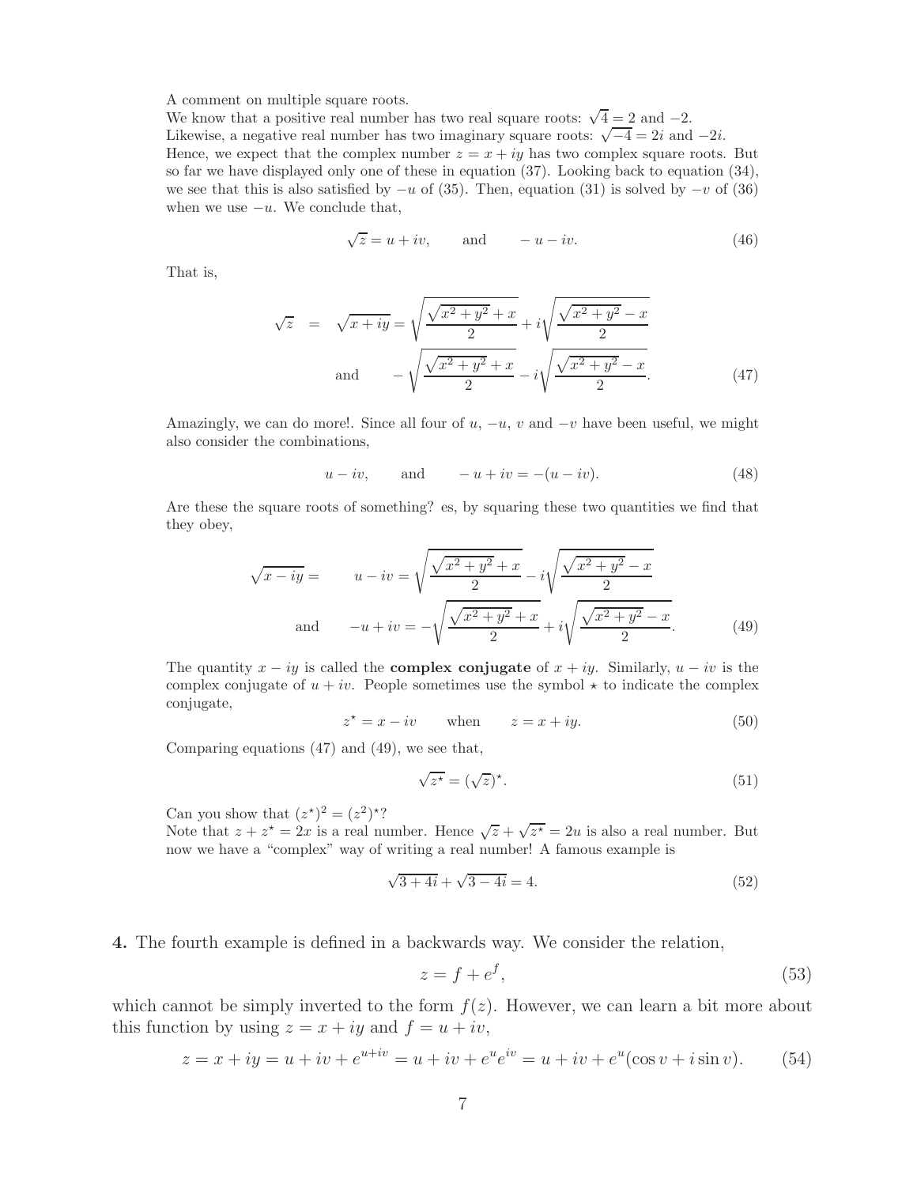A comment on multiple square roots.
We know that a positive real number has two real square roots: $\sqrt{4} = 2$ and $-2$.
Likewise, a negative real number has two imaginary square roots: $\sqrt{-4} = 2i$ and $-2i$.
Hence, we expect that the complex number $z = x + iy$ has two complex square roots. But so far we have displayed only one of these in equation (37). Looking back to equation (34), we see that this is also satisfied by $-u$ of (35). Then, equation (31) is solved by $-v$ of (36) when we use $-u$. We conclude that,

$$\sqrt{z} = u + iv, \qquad \text{and} \qquad -u - iv. \tag{46}$$

That is,

$$\begin{aligned} \sqrt{z} &= \sqrt{x+iy} = \sqrt{\frac{\sqrt{x^2+y^2}+x}{2}} + i\sqrt{\frac{\sqrt{x^2+y^2}-x}{2}} \\ &\text{and} \qquad -\sqrt{\frac{\sqrt{x^2+y^2}+x}{2}} - i\sqrt{\frac{\sqrt{x^2+y^2}-x}{2}}. \end{aligned} \tag{47}$$

Amazingly, we can do more!. Since all four of $u$, $-u$, $v$ and $-v$ have been useful, we might also consider the combinations,

$$u - iv, \qquad \text{and} \qquad -u + iv = -(u - iv). \tag{48}$$

Are these the square roots of something? es, by squaring these two quantities we find that they obey,

$$\begin{aligned} \sqrt{x - iy} = \qquad & u - iv = \sqrt{\frac{\sqrt{x^2+y^2}+x}{2}} - i\sqrt{\frac{\sqrt{x^2+y^2}-x}{2}} \\ \text{and} \qquad & -u + iv = -\sqrt{\frac{\sqrt{x^2+y^2}+x}{2}} + i\sqrt{\frac{\sqrt{x^2+y^2}-x}{2}}. \end{aligned} \tag{49}$$

The quantity $x - iy$ is called the **complex conjugate** of $x + iy$. Similarly, $u - iv$ is the complex conjugate of $u + iv$. People sometimes use the symbol $\star$ to indicate the complex conjugate,

$$z^\star = x - iv \qquad \text{when} \qquad z = x + iy. \tag{50}$$

Comparing equations (47) and (49), we see that,

$$\sqrt{z^\star} = (\sqrt{z})^\star. \tag{51}$$

Can you show that $(z^\star)^2 = (z^2)^\star$?
Note that $z + z^\star = 2x$ is a real number. Hence $\sqrt{z} + \sqrt{z^\star} = 2u$ is also a real number. But now we have a "complex" way of writing a real number! A famous example is

$$\sqrt{3+4i} + \sqrt{3-4i} = 4. \tag{52}$$

**4.** The fourth example is defined in a backwards way. We consider the relation,

$$z = f + e^f, \tag{53}$$

which cannot be simply inverted to the form $f(z)$. However, we can learn a bit more about this function by using $z = x + iy$ and $f = u + iv$,

$$z = x + iy = u + iv + e^{u+iv} = u + iv + e^u e^{iv} = u + iv + e^u(\cos v + i \sin v). \tag{54}$$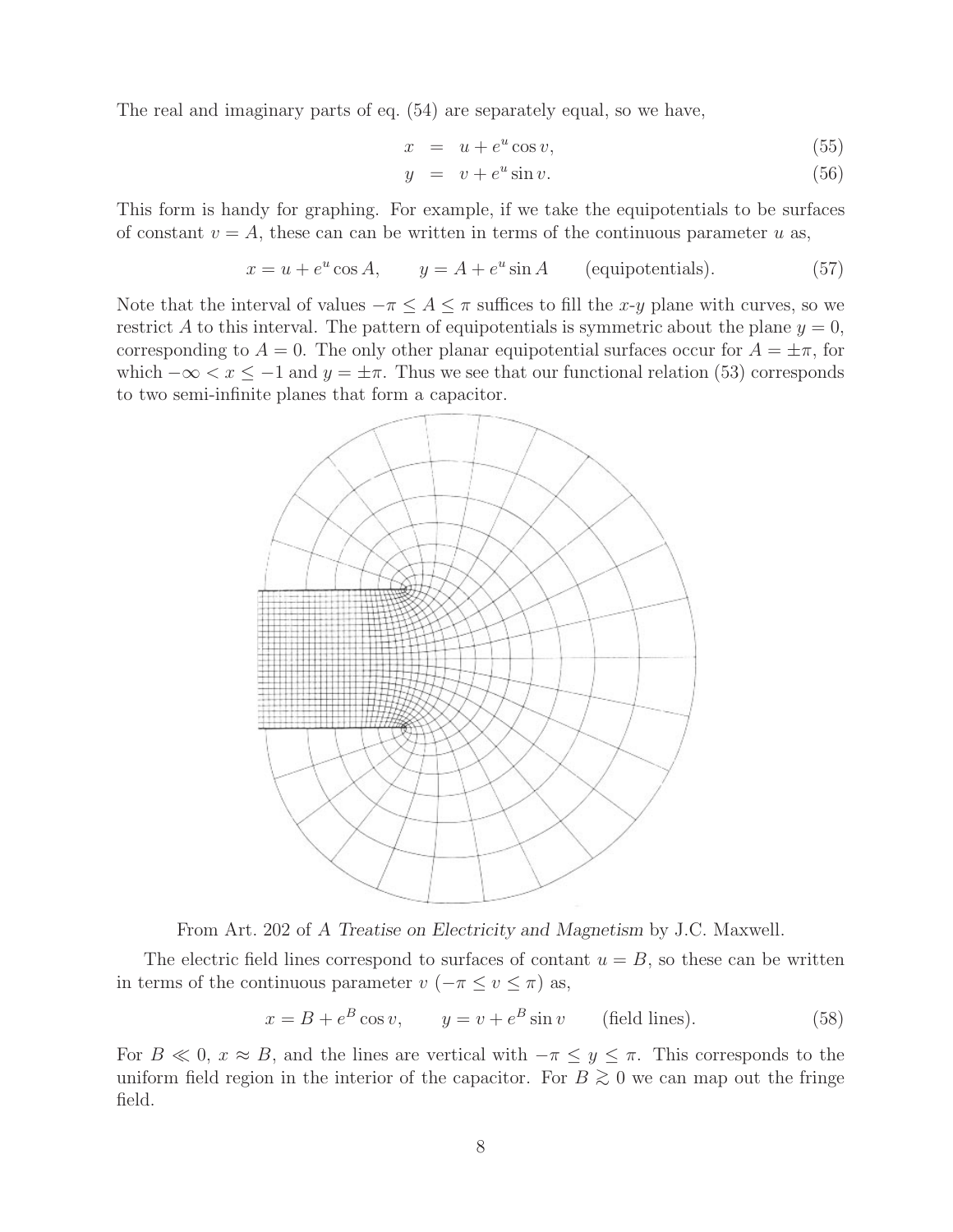The real and imaginary parts of eq. (54) are separately equal, so we have,

$$x = u + e^u \cos v, \tag{55}$$

$$y = v + e^u \sin v. \tag{56}$$

This form is handy for graphing. For example, if we take the equipotentials to be surfaces of constant $v = A$, these can can be written in terms of the continuous parameter $u$ as,

$$x = u + e^u \cos A, \qquad y = A + e^u \sin A \qquad \text{(equipotentials)}. \tag{57}$$

Note that the interval of values $-\pi \leq A \leq \pi$ suffices to fill the $x$-$y$ plane with curves, so we restrict $A$ to this interval. The pattern of equipotentials is symmetric about the plane $y = 0$, corresponding to $A = 0$. The only other planar equipotential surfaces occur for $A = \pm\pi$, for which $-\infty < x \leq -1$ and $y = \pm\pi$. Thus we see that our functional relation (53) corresponds to two semi-infinite planes that form a capacitor.

From Art. 202 of *A Treatise on Electricity and Magnetism* by J.C. Maxwell.

The electric field lines correspond to surfaces of contant $u = B$, so these can be written in terms of the continuous parameter $v$ ($-\pi \leq v \leq \pi$) as,

$$x = B + e^B \cos v, \qquad y = v + e^B \sin v \qquad \text{(field lines)}. \tag{58}$$

For $B \ll 0$, $x \approx B$, and the lines are vertical with $-\pi \leq y \leq \pi$. This corresponds to the uniform field region in the interior of the capacitor. For $B \gtrsim 0$ we can map out the fringe field.